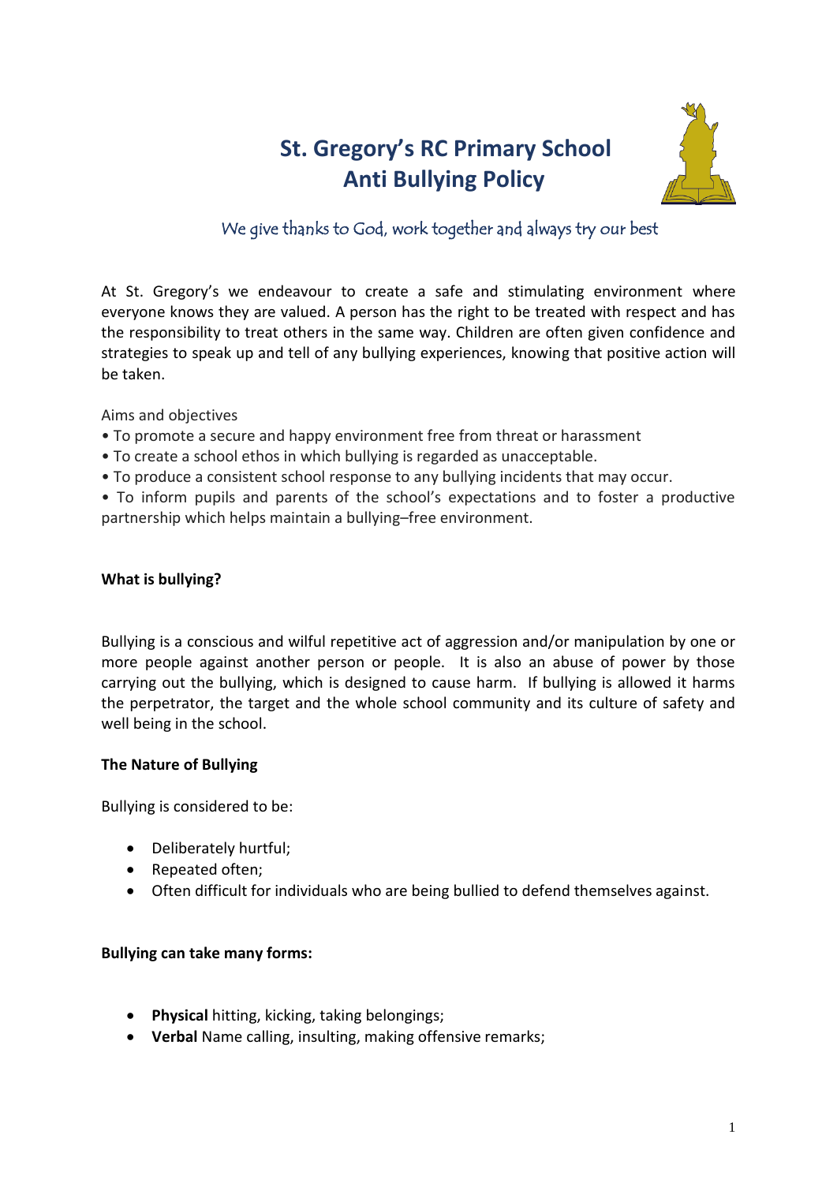# St. Gregory's RC Primary School
# Anti Bullying Policy

*We give thanks to God, work together and always try our best*

At St. Gregory's we endeavour to create a safe and stimulating environment where everyone knows they are valued. A person has the right to be treated with respect and has the responsibility to treat others in the same way. Children are often given confidence and strategies to speak up and tell of any bullying experiences, knowing that positive action will be taken.

Aims and objectives

- To promote a secure and happy environment free from threat or harassment
- To create a school ethos in which bullying is regarded as unacceptable.
- To produce a consistent school response to any bullying incidents that may occur.
- To inform pupils and parents of the school's expectations and to foster a productive partnership which helps maintain a bullying–free environment.

**What is bullying?**

Bullying is a conscious and wilful repetitive act of aggression and/or manipulation by one or more people against another person or people. It is also an abuse of power by those carrying out the bullying, which is designed to cause harm. If bullying is allowed it harms the perpetrator, the target and the whole school community and its culture of safety and well being in the school.

**The Nature of Bullying**

Bullying is considered to be:

- Deliberately hurtful;
- Repeated often;
- Often difficult for individuals who are being bullied to defend themselves against.

**Bullying can take many forms:**

- **Physical** hitting, kicking, taking belongings;
- **Verbal** Name calling, insulting, making offensive remarks;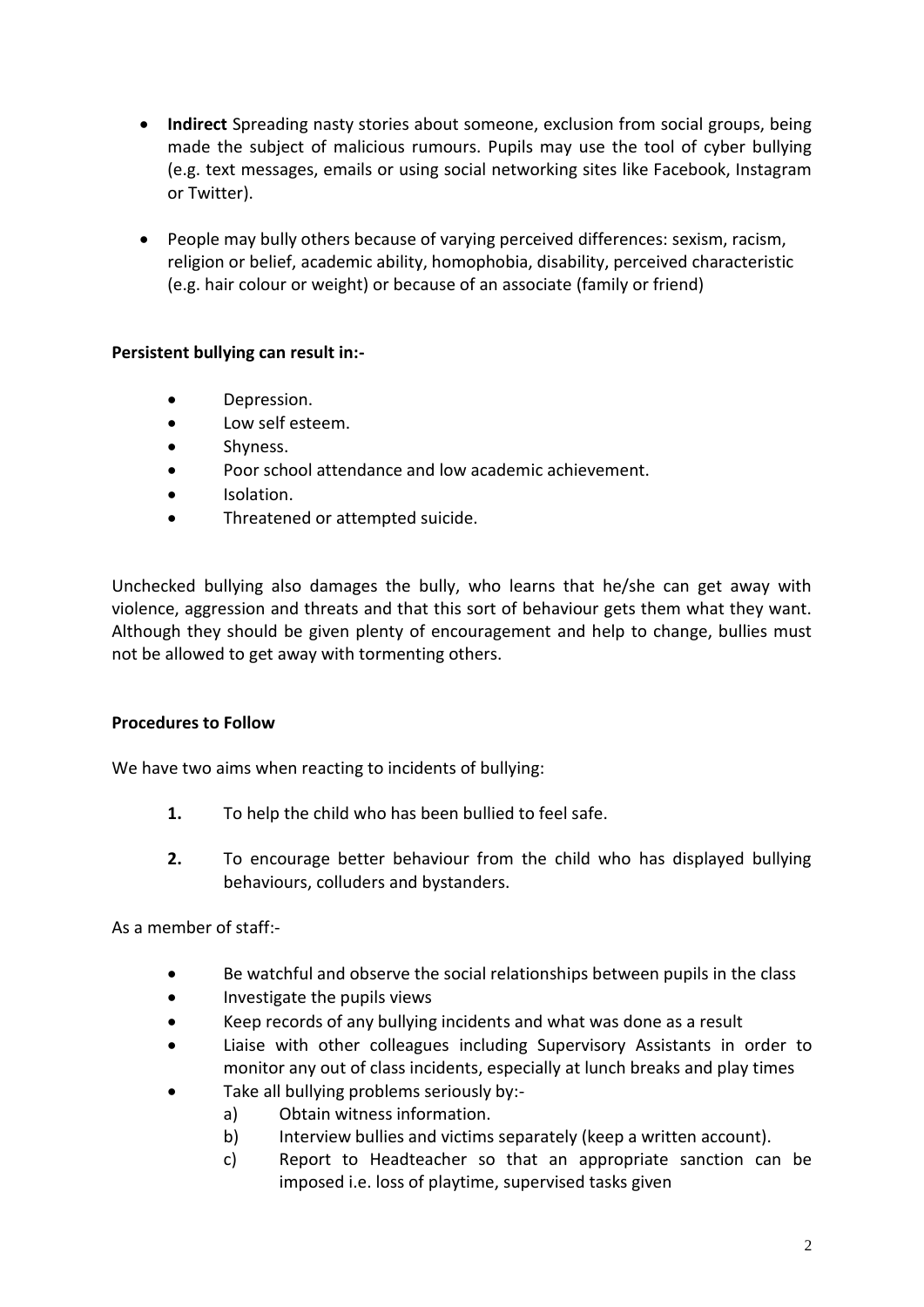- **Indirect** Spreading nasty stories about someone, exclusion from social groups, being made the subject of malicious rumours. Pupils may use the tool of cyber bullying (e.g. text messages, emails or using social networking sites like Facebook, Instagram or Twitter).

- People may bully others because of varying perceived differences: sexism, racism, religion or belief, academic ability, homophobia, disability, perceived characteristic (e.g. hair colour or weight) or because of an associate (family or friend)

**Persistent bullying can result in:-**

- Depression.
- Low self esteem.
- Shyness.
- Poor school attendance and low academic achievement.
- Isolation.
- Threatened or attempted suicide.

Unchecked bullying also damages the bully, who learns that he/she can get away with violence, aggression and threats and that this sort of behaviour gets them what they want. Although they should be given plenty of encouragement and help to change, bullies must not be allowed to get away with tormenting others.

**Procedures to Follow**

We have two aims when reacting to incidents of bullying:

1. To help the child who has been bullied to feel safe.

2. To encourage better behaviour from the child who has displayed bullying behaviours, colluders and bystanders.

As a member of staff:-

- Be watchful and observe the social relationships between pupils in the class
- Investigate the pupils views
- Keep records of any bullying incidents and what was done as a result
- Liaise with other colleagues including Supervisory Assistants in order to monitor any out of class incidents, especially at lunch breaks and play times
- Take all bullying problems seriously by:-
    a) Obtain witness information.
    b) Interview bullies and victims separately (keep a written account).
    c) Report to Headteacher so that an appropriate sanction can be imposed i.e. loss of playtime, supervised tasks given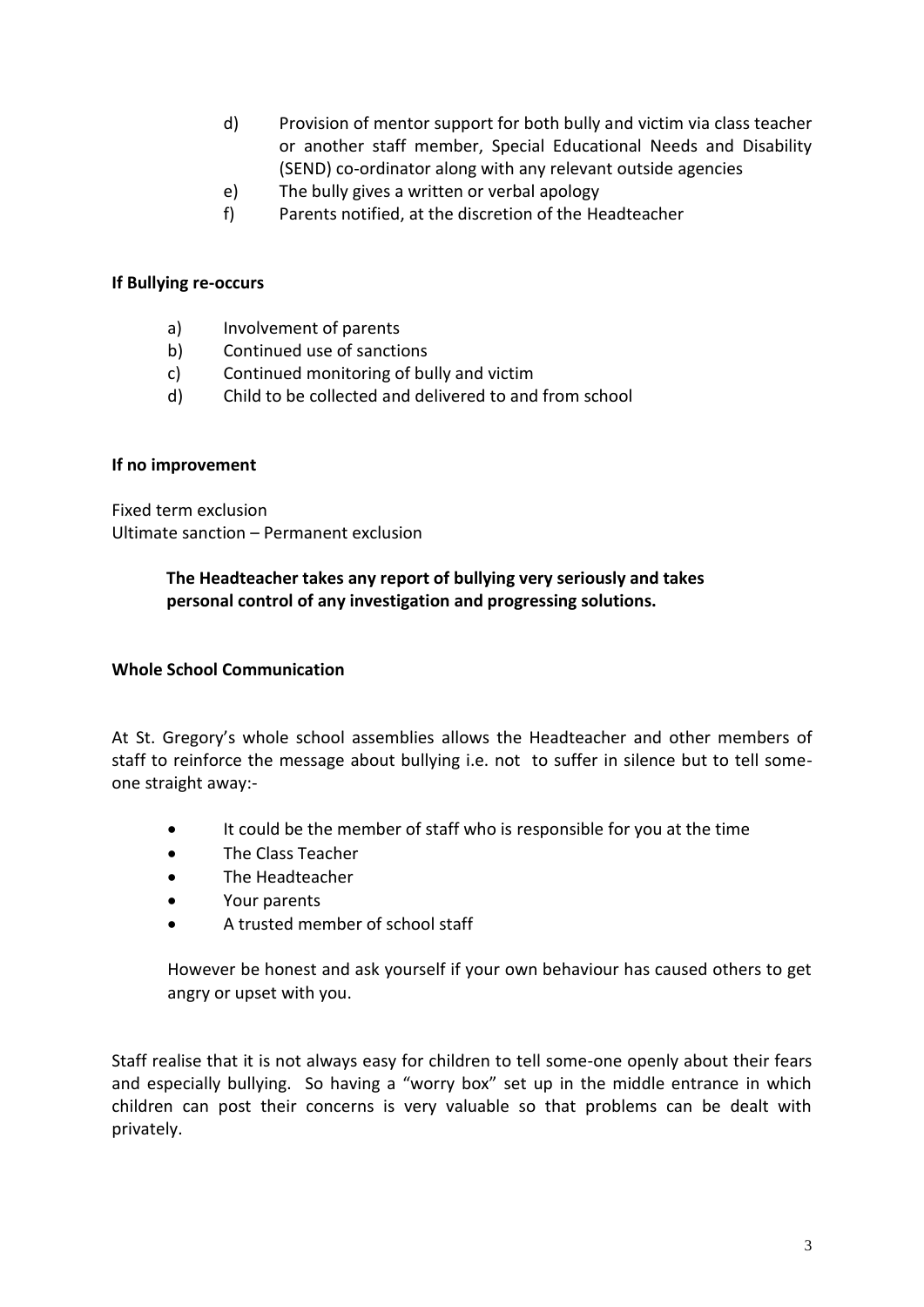d) Provision of mentor support for both bully and victim via class teacher or another staff member, Special Educational Needs and Disability (SEND) co-ordinator along with any relevant outside agencies

e) The bully gives a written or verbal apology

f) Parents notified, at the discretion of the Headteacher

**If Bullying re-occurs**

a) Involvement of parents

b) Continued use of sanctions

c) Continued monitoring of bully and victim

d) Child to be collected and delivered to and from school

**If no improvement**

Fixed term exclusion
Ultimate sanction – Permanent exclusion

**The Headteacher takes any report of bullying very seriously and takes personal control of any investigation and progressing solutions.**

**Whole School Communication**

At St. Gregory's whole school assemblies allows the Headteacher and other members of staff to reinforce the message about bullying i.e. not to suffer in silence but to tell some-one straight away:-

- It could be the member of staff who is responsible for you at the time
- The Class Teacher
- The Headteacher
- Your parents
- A trusted member of school staff

However be honest and ask yourself if your own behaviour has caused others to get angry or upset with you.

Staff realise that it is not always easy for children to tell some-one openly about their fears and especially bullying. So having a "worry box" set up in the middle entrance in which children can post their concerns is very valuable so that problems can be dealt with privately.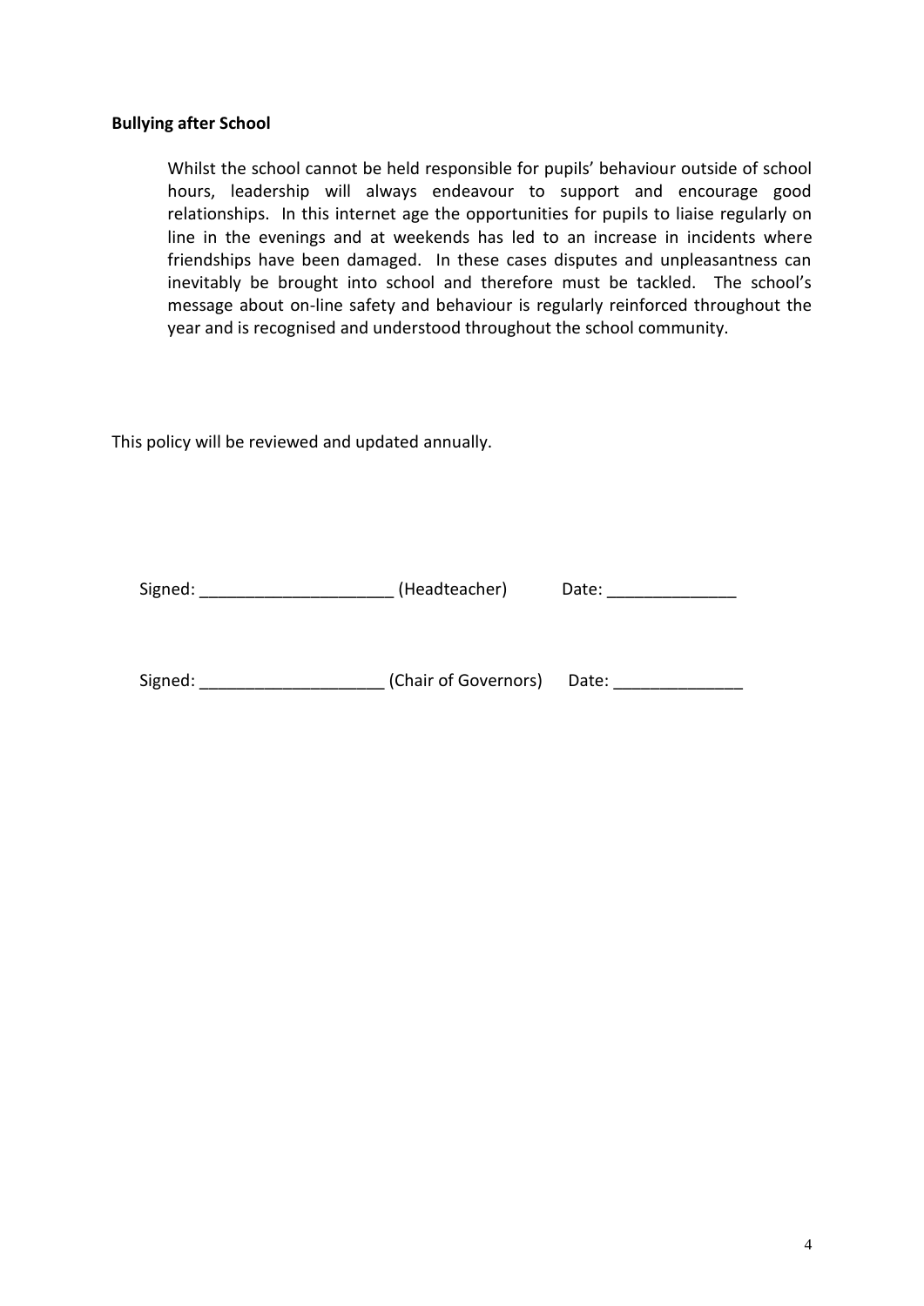**Bullying after School**

Whilst the school cannot be held responsible for pupils' behaviour outside of school hours, leadership will always endeavour to support and encourage good relationships. In this internet age the opportunities for pupils to liaise regularly on line in the evenings and at weekends has led to an increase in incidents where friendships have been damaged. In these cases disputes and unpleasantness can inevitably be brought into school and therefore must be tackled. The school's message about on-line safety and behaviour is regularly reinforced throughout the year and is recognised and understood throughout the school community.

This policy will be reviewed and updated annually.

Signed: _____________________ (Headteacher) Date: ______________

Signed: ____________________ (Chair of Governors) Date: ______________